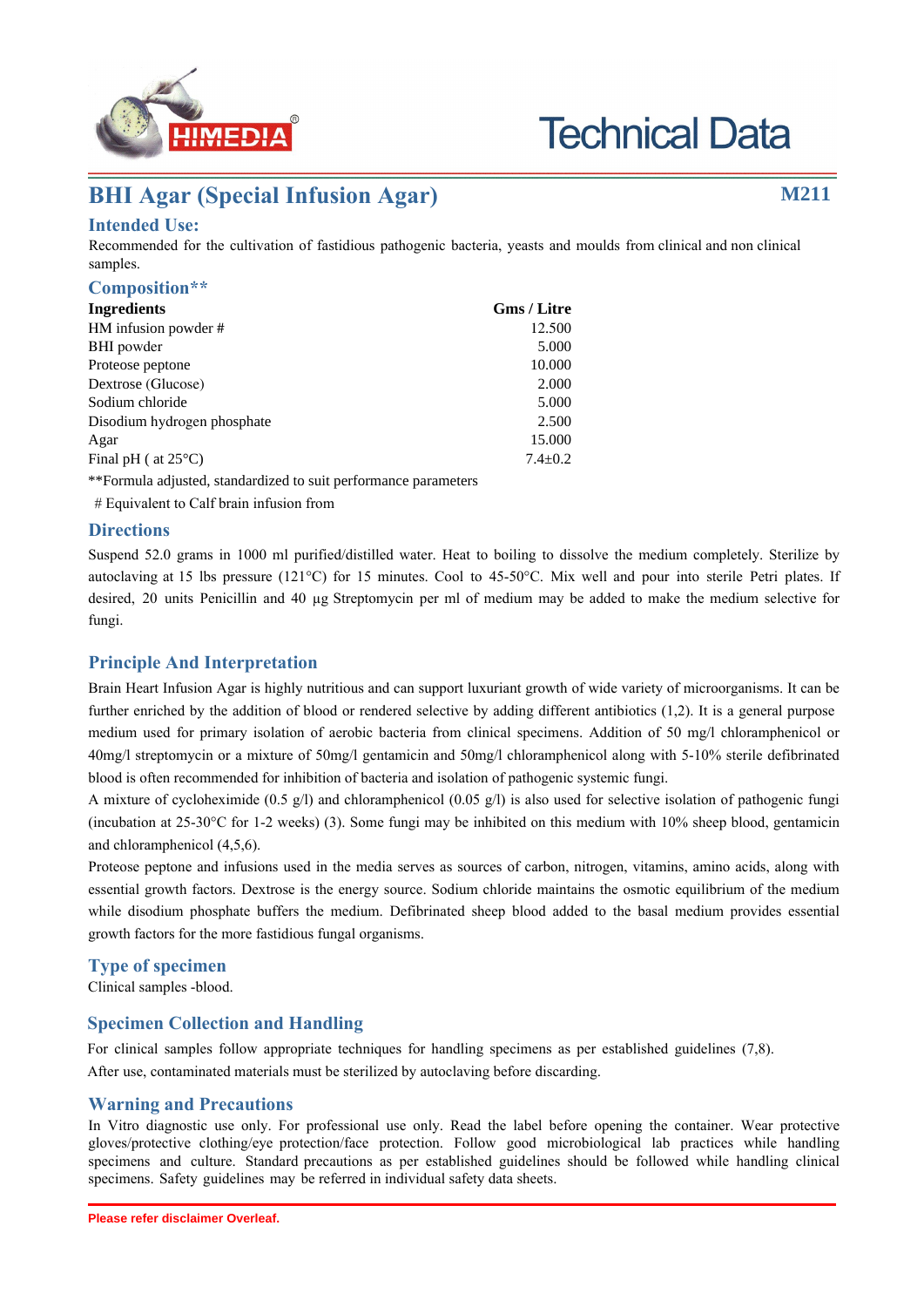# Technical Data

## BHI Agar (Special Infusion Agar)

**M211**

### Intended Use:

Recommended for the cultivation of fastidious pathogenic bacteria, yeasts and moulds from clinical and non clinical samples.

### Composition**

| Ingredients | Gms / Litre |
|---|---|
| HM infusion powder # | 12.500 |
| BHI powder | 5.000 |
| Proteose peptone | 10.000 |
| Dextrose (Glucose) | 2.000 |
| Sodium chloride | 5.000 |
| Disodium hydrogen phosphate | 2.500 |
| Agar | 15.000 |
| Final pH ( at 25°C) | 7.4±0.2 |

**Formula adjusted, standardized to suit performance parameters

# Equivalent to Calf brain infusion from

### Directions

Suspend 52.0 grams in 1000 ml purified/distilled water. Heat to boiling to dissolve the medium completely. Sterilize by autoclaving at 15 lbs pressure (121°C) for 15 minutes. Cool to 45-50°C. Mix well and pour into sterile Petri plates. If desired, 20 units Penicillin and 40 µg Streptomycin per ml of medium may be added to make the medium selective for fungi.

### Principle And Interpretation

Brain Heart Infusion Agar is highly nutritious and can support luxuriant growth of wide variety of microorganisms. It can be further enriched by the addition of blood or rendered selective by adding different antibiotics (1,2). It is a general purpose medium used for primary isolation of aerobic bacteria from clinical specimens. Addition of 50 mg/l chloramphenicol or 40mg/l streptomycin or a mixture of 50mg/l gentamicin and 50mg/l chloramphenicol along with 5-10% sterile defibrinated blood is often recommended for inhibition of bacteria and isolation of pathogenic systemic fungi.

A mixture of cycloheximide (0.5 g/l) and chloramphenicol (0.05 g/l) is also used for selective isolation of pathogenic fungi (incubation at 25-30°C for 1-2 weeks) (3). Some fungi may be inhibited on this medium with 10% sheep blood, gentamicin and chloramphenicol (4,5,6).

Proteose peptone and infusions used in the media serves as sources of carbon, nitrogen, vitamins, amino acids, along with essential growth factors. Dextrose is the energy source. Sodium chloride maintains the osmotic equilibrium of the medium while disodium phosphate buffers the medium. Defibrinated sheep blood added to the basal medium provides essential growth factors for the more fastidious fungal organisms.

### Type of specimen

Clinical samples -blood.

### Specimen Collection and Handling

For clinical samples follow appropriate techniques for handling specimens as per established guidelines (7,8).
After use, contaminated materials must be sterilized by autoclaving before discarding.

### Warning and Precautions

In Vitro diagnostic use only. For professional use only. Read the label before opening the container. Wear protective gloves/protective clothing/eye protection/face protection. Follow good microbiological lab practices while handling specimens and culture. Standard precautions as per established guidelines should be followed while handling clinical specimens. Safety guidelines may be referred in individual safety data sheets.

Please refer disclaimer Overleaf.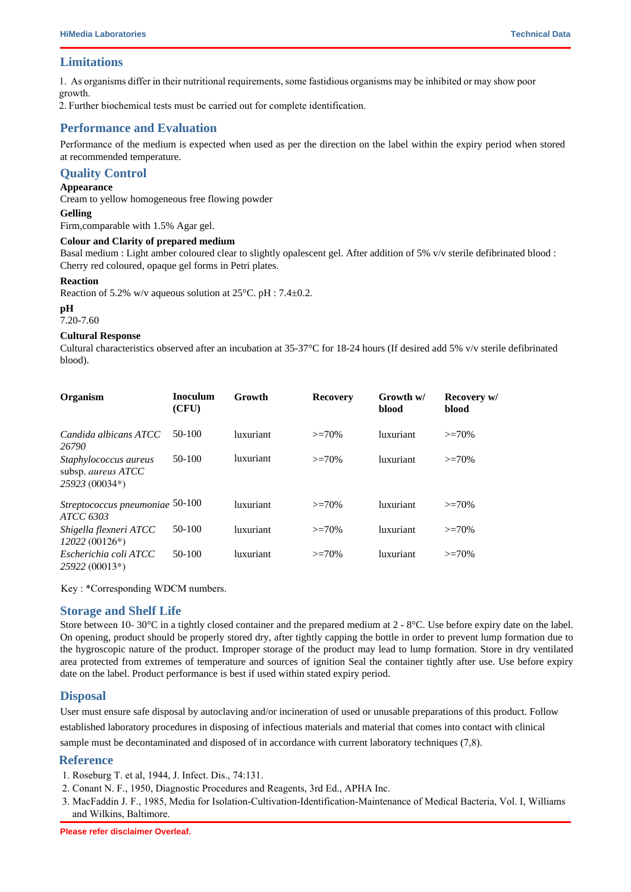## Limitations

1. As organisms differ in their nutritional requirements, some fastidious organisms may be inhibited or may show poor growth.
2. Further biochemical tests must be carried out for complete identification.

## Performance and Evaluation

Performance of the medium is expected when used as per the direction on the label within the expiry period when stored at recommended temperature.

## Quality Control

**Appearance**

Cream to yellow homogeneous free flowing powder

**Gelling**

Firm,comparable with 1.5% Agar gel.

**Colour and Clarity of prepared medium**

Basal medium : Light amber coloured clear to slightly opalescent gel. After addition of 5% v/v sterile defibrinated blood : Cherry red coloured, opaque gel forms in Petri plates.

**Reaction**

Reaction of 5.2% w/v aqueous solution at 25°C. pH : 7.4±0.2.

**pH**

7.20-7.60

**Cultural Response**

Cultural characteristics observed after an incubation at 35-37°C for 18-24 hours (If desired add 5% v/v sterile defibrinated blood).

| Organism | Inoculum (CFU) | Growth | Recovery | Growth w/ blood | Recovery w/ blood |
|---|---|---|---|---|---|
| *Candida albicans ATCC 26790* | 50-100 | luxuriant | >=70% | luxuriant | >=70% |
| *Staphylococcus aureus* subsp. *aureus ATCC 25923* (00034*) | 50-100 | luxuriant | >=70% | luxuriant | >=70% |
| *Streptococcus pneumoniae ATCC 6303* | 50-100 | luxuriant | >=70% | luxuriant | >=70% |
| *Shigella flexneri ATCC 12022* (00126*) | 50-100 | luxuriant | >=70% | luxuriant | >=70% |
| *Escherichia coli ATCC 25922* (00013*) | 50-100 | luxuriant | >=70% | luxuriant | >=70% |

Key : *Corresponding WDCM numbers.

## Storage and Shelf Life

Store between 10- 30°C in a tightly closed container and the prepared medium at 2 - 8°C. Use before expiry date on the label. On opening, product should be properly stored dry, after tightly capping the bottle in order to prevent lump formation due to the hygroscopic nature of the product. Improper storage of the product may lead to lump formation. Store in dry ventilated area protected from extremes of temperature and sources of ignition Seal the container tightly after use. Use before expiry date on the label. Product performance is best if used within stated expiry period.

## Disposal

User must ensure safe disposal by autoclaving and/or incineration of used or unusable preparations of this product. Follow established laboratory procedures in disposing of infectious materials and material that comes into contact with clinical sample must be decontaminated and disposed of in accordance with current laboratory techniques (7,8).

## Reference

1. Roseburg T. et al, 1944, J. Infect. Dis., 74:131.
2. Conant N. F., 1950, Diagnostic Procedures and Reagents, 3rd Ed., APHA Inc.
3. MacFaddin J. F., 1985, Media for Isolation-Cultivation-Identification-Maintenance of Medical Bacteria, Vol. I, Williams and Wilkins, Baltimore.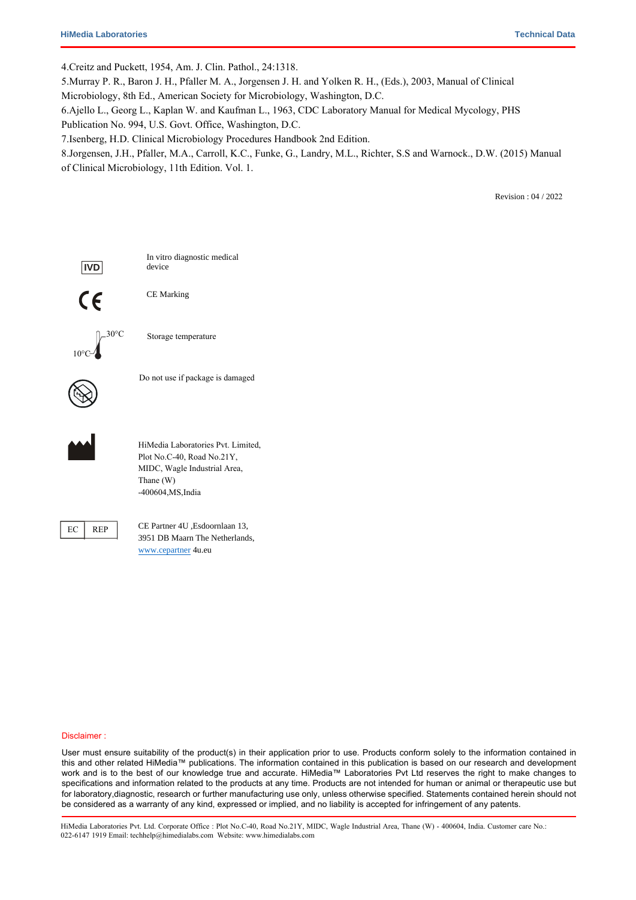4.Creitz and Puckett, 1954, Am. J. Clin. Pathol., 24:1318.

5.Murray P. R., Baron J. H., Pfaller M. A., Jorgensen J. H. and Yolken R. H., (Eds.), 2003, Manual of Clinical Microbiology, 8th Ed., American Society for Microbiology, Washington, D.C.

6.Ajello L., Georg L., Kaplan W. and Kaufman L., 1963, CDC Laboratory Manual for Medical Mycology, PHS Publication No. 994, U.S. Govt. Office, Washington, D.C.

7.Isenberg, H.D. Clinical Microbiology Procedures Handbook 2nd Edition.

8.Jorgensen, J.H., Pfaller, M.A., Carroll, K.C., Funke, G., Landry, M.L., Richter, S.S and Warnock., D.W. (2015) Manual of Clinical Microbiology, 11th Edition. Vol. 1.

Revision : 04 / 2022

| | |
|---|---|
| IVD | In vitro diagnostic medical device |
| CE | CE Marking |
| 10°C – 30°C | Storage temperature |
| | Do not use if package is damaged |
| | HiMedia Laboratories Pvt. Limited, Plot No.C-40, Road No.21Y, MIDC, Wagle Industrial Area, Thane (W) -400604,MS,India |
| EC REP | CE Partner 4U ,Esdoornlaan 13, 3951 DB Maarn The Netherlands, www.cepartner 4u.eu |

Disclaimer :

User must ensure suitability of the product(s) in their application prior to use. Products conform solely to the information contained in this and other related HiMedia™ publications. The information contained in this publication is based on our research and development work and is to the best of our knowledge true and accurate. HiMedia™ Laboratories Pvt Ltd reserves the right to make changes to specifications and information related to the products at any time. Products are not intended for human or animal or therapeutic use but for laboratory,diagnostic, research or further manufacturing use only, unless otherwise specified. Statements contained herein should not be considered as a warranty of any kind, expressed or implied, and no liability is accepted for infringement of any patents.

HiMedia Laboratories Pvt. Ltd. Corporate Office : Plot No.C-40, Road No.21Y, MIDC, Wagle Industrial Area, Thane (W) - 400604, India. Customer care No.: 022-6147 1919 Email: techhelp@himedialabs.com Website: www.himedialabs.com